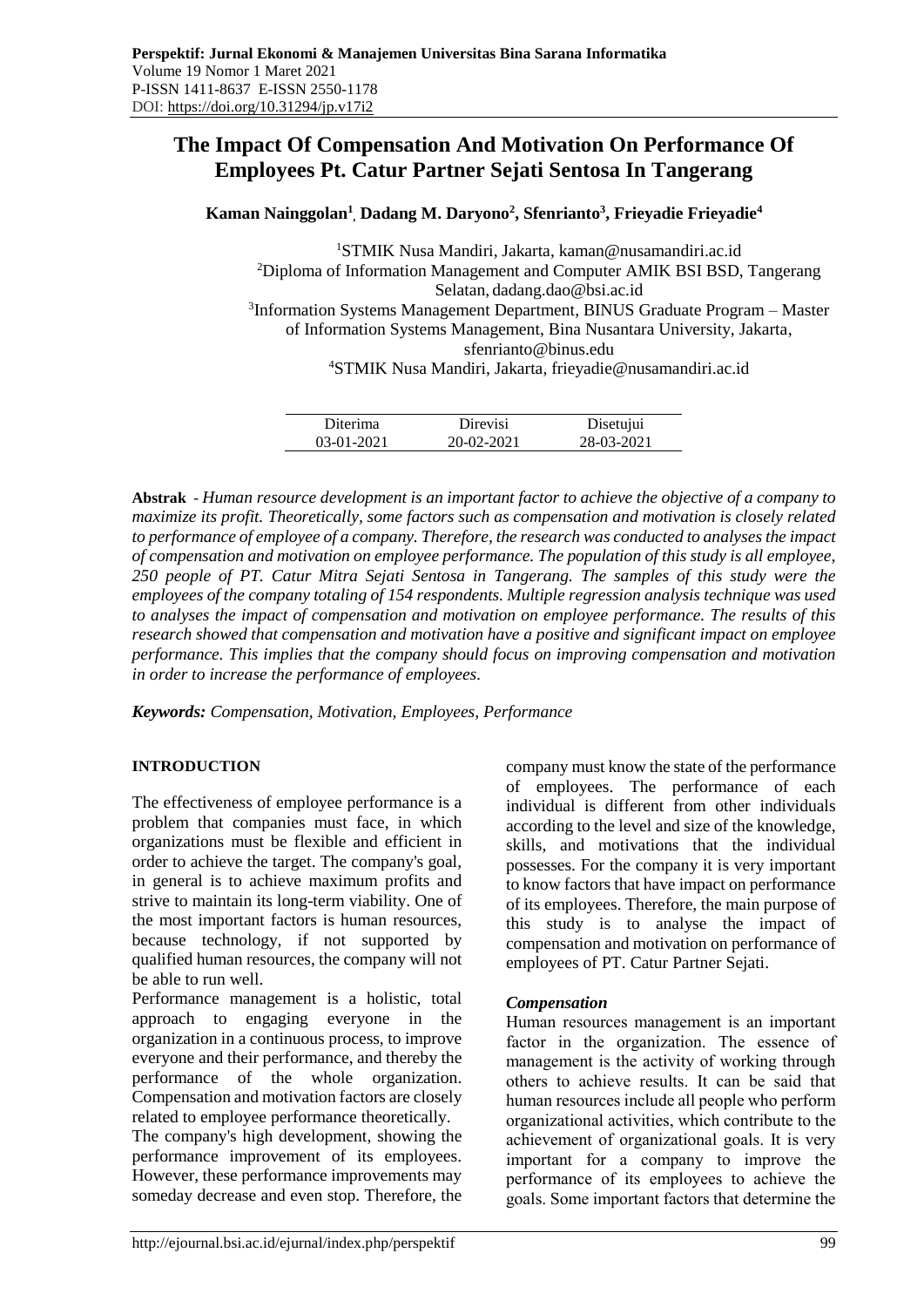# The Impact Of Compensation And Motivation On Performance Of Employees Pt. Catur Partner Sejati Sentosa In Tangerang

**Kaman Nainggolan[1], Dadang M. Daryono[2], Sfenrianto[3], Frieyadie Frieyadie[4]**

[1]STMIK Nusa Mandiri, Jakarta, kaman@nusamandiri.ac.id
[2]Diploma of Information Management and Computer AMIK BSI BSD, Tangerang Selatan, dadang.dao@bsi.ac.id
[3]Information Systems Management Department, BINUS Graduate Program – Master of Information Systems Management, Bina Nusantara University, Jakarta, sfenrianto@binus.edu
[4]STMIK Nusa Mandiri, Jakarta, frieyadie@nusamandiri.ac.id

| Diterima | Direvisi | Disetujui |
|---|---|---|
| 03-01-2021 | 20-02-2021 | 28-03-2021 |

**Abstrak** - *Human resource development is an important factor to achieve the objective of a company to maximize its profit. Theoretically, some factors such as compensation and motivation is closely related to performance of employee of a company. Therefore, the research was conducted to analyses the impact of compensation and motivation on employee performance. The population of this study is all employee, 250 people of PT. Catur Mitra Sejati Sentosa in Tangerang. The samples of this study were the employees of the company totaling of 154 respondents. Multiple regression analysis technique was used to analyses the impact of compensation and motivation on employee performance. The results of this research showed that compensation and motivation have a positive and significant impact on employee performance. This implies that the company should focus on improving compensation and motivation in order to increase the performance of employees.*

***Keywords:*** *Compensation, Motivation, Employees, Performance*

## INTRODUCTION

The effectiveness of employee performance is a problem that companies must face, in which organizations must be flexible and efficient in order to achieve the target. The company's goal, in general is to achieve maximum profits and strive to maintain its long-term viability. One of the most important factors is human resources, because technology, if not supported by qualified human resources, the company will not be able to run well.

Performance management is a holistic, total approach to engaging everyone in the organization in a continuous process, to improve everyone and their performance, and thereby the performance of the whole organization. Compensation and motivation factors are closely related to employee performance theoretically.

The company's high development, showing the performance improvement of its employees. However, these performance improvements may someday decrease and even stop. Therefore, the company must know the state of the performance of employees. The performance of each individual is different from other individuals according to the level and size of the knowledge, skills, and motivations that the individual possesses. For the company it is very important to know factors that have impact on performance of its employees. Therefore, the main purpose of this study is to analyse the impact of compensation and motivation on performance of employees of PT. Catur Partner Sejati.

### *Compensation*

Human resources management is an important factor in the organization. The essence of management is the activity of working through others to achieve results. It can be said that human resources include all people who perform organizational activities, which contribute to the achievement of organizational goals. It is very important for a company to improve the performance of its employees to achieve the goals. Some important factors that determine the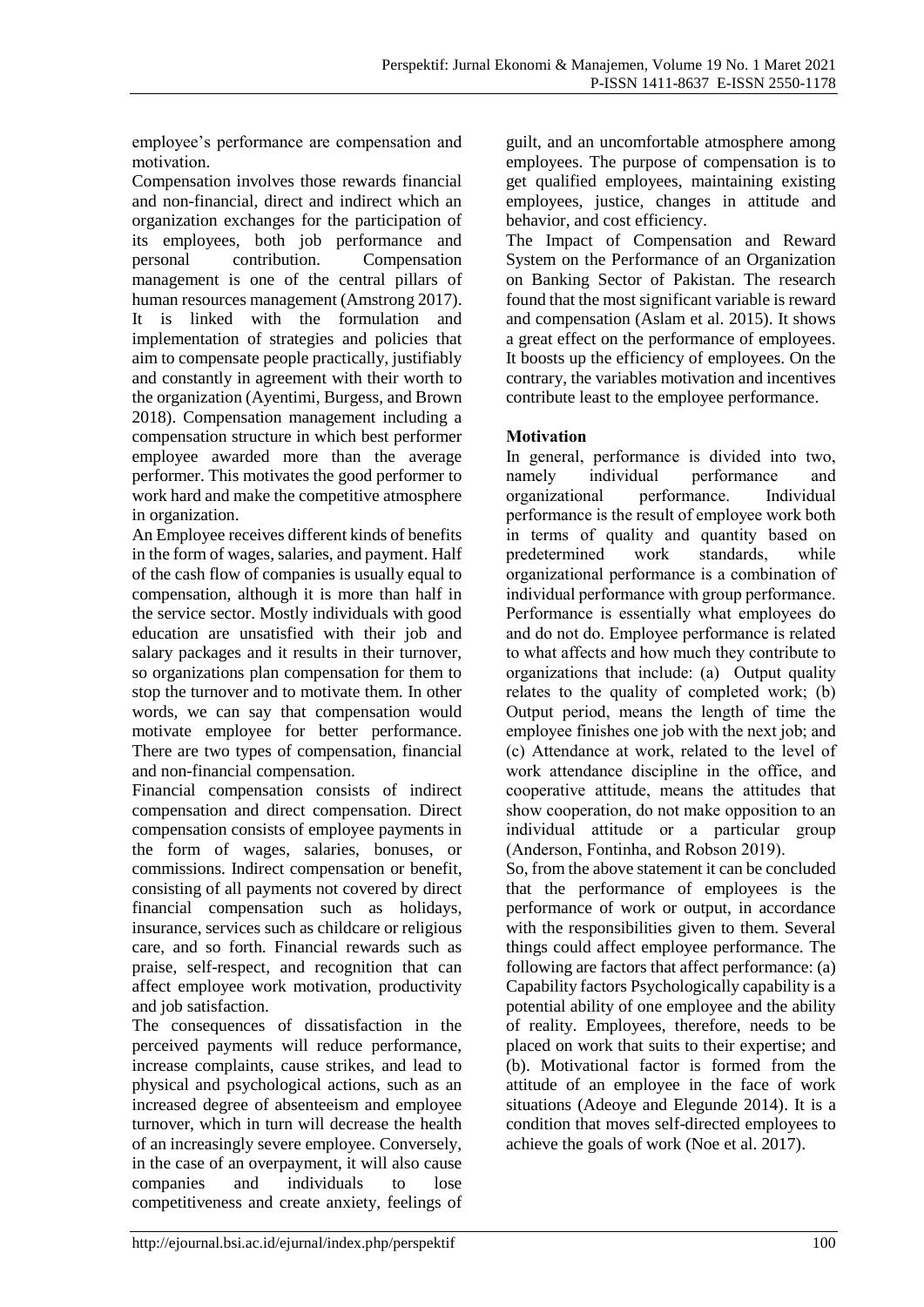employee's performance are compensation and motivation.

Compensation involves those rewards financial and non-financial, direct and indirect which an organization exchanges for the participation of its employees, both job performance and personal contribution. Compensation management is one of the central pillars of human resources management (Amstrong 2017). It is linked with the formulation and implementation of strategies and policies that aim to compensate people practically, justifiably and constantly in agreement with their worth to the organization (Ayentimi, Burgess, and Brown 2018). Compensation management including a compensation structure in which best performer employee awarded more than the average performer. This motivates the good performer to work hard and make the competitive atmosphere in organization.

An Employee receives different kinds of benefits in the form of wages, salaries, and payment. Half of the cash flow of companies is usually equal to compensation, although it is more than half in the service sector. Mostly individuals with good education are unsatisfied with their job and salary packages and it results in their turnover, so organizations plan compensation for them to stop the turnover and to motivate them. In other words, we can say that compensation would motivate employee for better performance. There are two types of compensation, financial and non-financial compensation.

Financial compensation consists of indirect compensation and direct compensation. Direct compensation consists of employee payments in the form of wages, salaries, bonuses, or commissions. Indirect compensation or benefit, consisting of all payments not covered by direct financial compensation such as holidays, insurance, services such as childcare or religious care, and so forth. Financial rewards such as praise, self-respect, and recognition that can affect employee work motivation, productivity and job satisfaction.

The consequences of dissatisfaction in the perceived payments will reduce performance, increase complaints, cause strikes, and lead to physical and psychological actions, such as an increased degree of absenteeism and employee turnover, which in turn will decrease the health of an increasingly severe employee. Conversely, in the case of an overpayment, it will also cause companies and individuals to lose competitiveness and create anxiety, feelings of guilt, and an uncomfortable atmosphere among employees. The purpose of compensation is to get qualified employees, maintaining existing employees, justice, changes in attitude and behavior, and cost efficiency.

The Impact of Compensation and Reward System on the Performance of an Organization on Banking Sector of Pakistan. The research found that the most significant variable is reward and compensation (Aslam et al. 2015). It shows a great effect on the performance of employees. It boosts up the efficiency of employees. On the contrary, the variables motivation and incentives contribute least to the employee performance.

**Motivation**

In general, performance is divided into two, namely individual performance and organizational performance. Individual performance is the result of employee work both in terms of quality and quantity based on predetermined work standards, while organizational performance is a combination of individual performance with group performance. Performance is essentially what employees do and do not do. Employee performance is related to what affects and how much they contribute to organizations that include: (a) Output quality relates to the quality of completed work; (b) Output period, means the length of time the employee finishes one job with the next job; and (c) Attendance at work, related to the level of work attendance discipline in the office, and cooperative attitude, means the attitudes that show cooperation, do not make opposition to an individual attitude or a particular group (Anderson, Fontinha, and Robson 2019).

So, from the above statement it can be concluded that the performance of employees is the performance of work or output, in accordance with the responsibilities given to them. Several things could affect employee performance. The following are factors that affect performance: (a) Capability factors Psychologically capability is a potential ability of one employee and the ability of reality. Employees, therefore, needs to be placed on work that suits to their expertise; and (b). Motivational factor is formed from the attitude of an employee in the face of work situations (Adeoye and Elegunde 2014). It is a condition that moves self-directed employees to achieve the goals of work (Noe et al. 2017).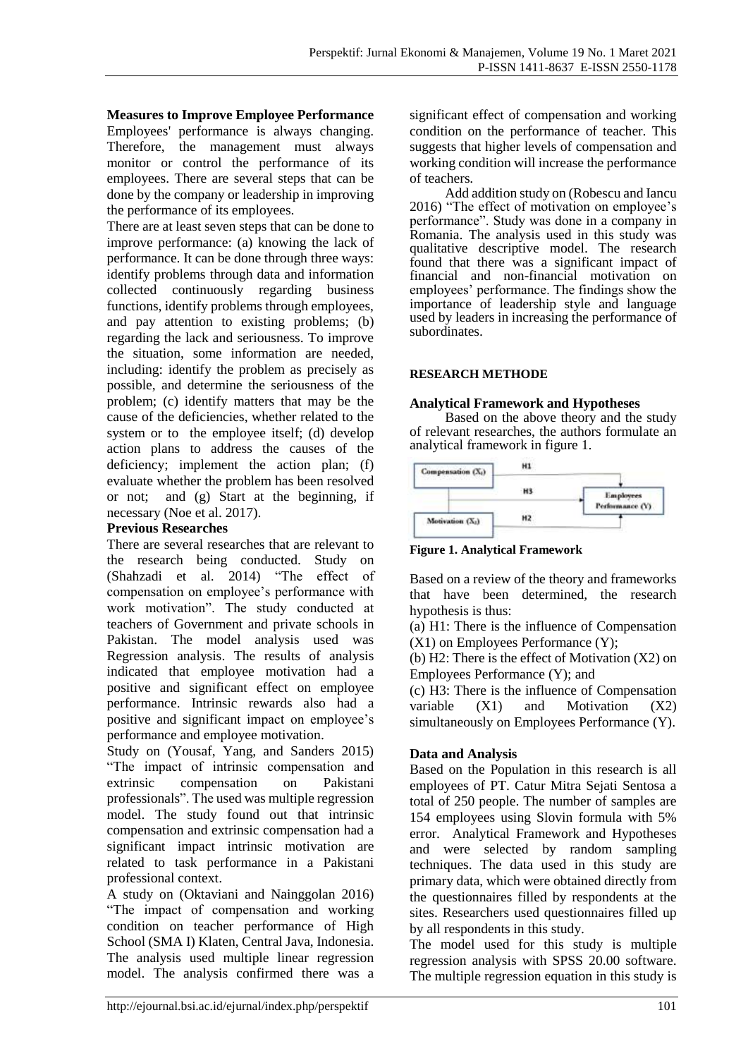**Measures to Improve Employee Performance**

Employees' performance is always changing. Therefore, the management must always monitor or control the performance of its employees. There are several steps that can be done by the company or leadership in improving the performance of its employees.

There are at least seven steps that can be done to improve performance: (a) knowing the lack of performance. It can be done through three ways: identify problems through data and information collected continuously regarding business functions, identify problems through employees, and pay attention to existing problems; (b) regarding the lack and seriousness. To improve the situation, some information are needed, including: identify the problem as precisely as possible, and determine the seriousness of the problem; (c) identify matters that may be the cause of the deficiencies, whether related to the system or to the employee itself; (d) develop action plans to address the causes of the deficiency; implement the action plan; (f) evaluate whether the problem has been resolved or not; and (g) Start at the beginning, if necessary (Noe et al. 2017).

**Previous Researches**

There are several researches that are relevant to the research being conducted. Study on (Shahzadi et al. 2014) "The effect of compensation on employee's performance with work motivation". The study conducted at teachers of Government and private schools in Pakistan. The model analysis used was Regression analysis. The results of analysis indicated that employee motivation had a positive and significant effect on employee performance. Intrinsic rewards also had a positive and significant impact on employee's performance and employee motivation.

Study on (Yousaf, Yang, and Sanders 2015) "The impact of intrinsic compensation and extrinsic compensation on Pakistani professionals". The used was multiple regression model. The study found out that intrinsic compensation and extrinsic compensation had a significant impact intrinsic motivation are related to task performance in a Pakistani professional context.

A study on (Oktaviani and Nainggolan 2016) "The impact of compensation and working condition on teacher performance of High School (SMA I) Klaten, Central Java, Indonesia. The analysis used multiple linear regression model. The analysis confirmed there was a significant effect of compensation and working condition on the performance of teacher. This suggests that higher levels of compensation and working condition will increase the performance of teachers.

Add addition study on (Robescu and Iancu 2016) "The effect of motivation on employee's performance". Study was done in a company in Romania. The analysis used in this study was qualitative descriptive model. The research found that there was a significant impact of financial and non-financial motivation on employees' performance. The findings show the importance of leadership style and language used by leaders in increasing the performance of subordinates.

## RESEARCH METHODE

**Analytical Framework and Hypotheses**

Based on the above theory and the study of relevant researches, the authors formulate an analytical framework in figure 1.

**Figure 1. Analytical Framework**

Based on a review of the theory and frameworks that have been determined, the research hypothesis is thus:

(a) H1: There is the influence of Compensation (X1) on Employees Performance (Y);

(b) H2: There is the effect of Motivation (X2) on Employees Performance (Y); and

(c) H3: There is the influence of Compensation variable (X1) and Motivation (X2) simultaneously on Employees Performance (Y).

**Data and Analysis**

Based on the Population in this research is all employees of PT. Catur Mitra Sejati Sentosa a total of 250 people. The number of samples are 154 employees using Slovin formula with 5% error. Analytical Framework and Hypotheses and were selected by random sampling techniques. The data used in this study are primary data, which were obtained directly from the questionnaires filled by respondents at the sites. Researchers used questionnaires filled up by all respondents in this study.

The model used for this study is multiple regression analysis with SPSS 20.00 software. The multiple regression equation in this study is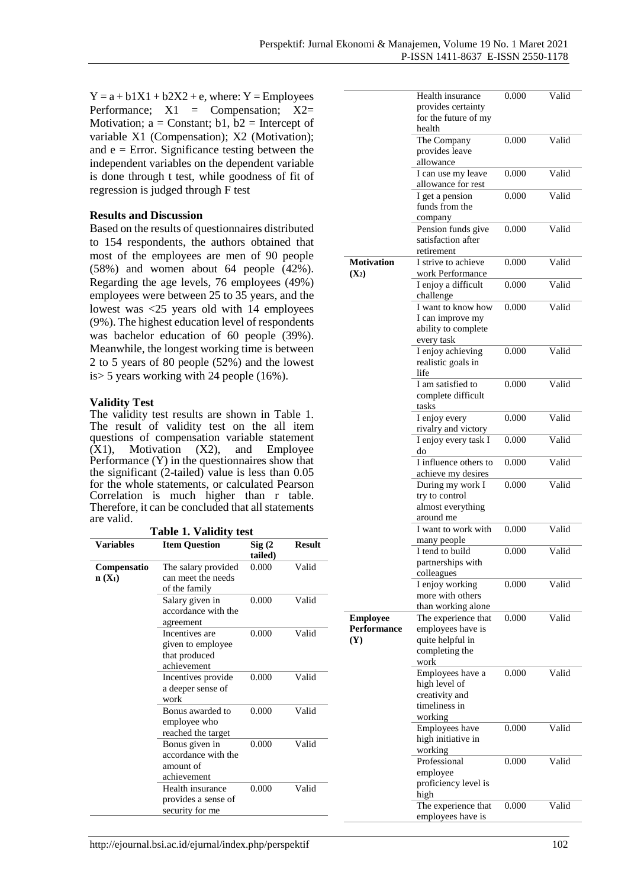$Y = a + b1X1 + b2X2 + e$, where: Y = Employees Performance; X1 = Compensation; X2= Motivation; a = Constant; b1, b2 = Intercept of variable X1 (Compensation); X2 (Motivation); and e = Error. Significance testing between the independent variables on the dependent variable is done through t test, while goodness of fit of regression is judged through F test

## Results and Discussion

Based on the results of questionnaires distributed to 154 respondents, the authors obtained that most of the employees are men of 90 people (58%) and women about 64 people (42%). Regarding the age levels, 76 employees (49%) employees were between 25 to 35 years, and the lowest was <25 years old with 14 employees (9%). The highest education level of respondents was bachelor education of 60 people (39%). Meanwhile, the longest working time is between 2 to 5 years of 80 people (52%) and the lowest is> 5 years working with 24 people (16%).

### Validity Test

The validity test results are shown in Table 1. The result of validity test on the all item questions of compensation variable statement (X1), Motivation (X2), and Employee Performance (Y) in the questionnaires show that the significant (2-tailed) value is less than 0.05 for the whole statements, or calculated Pearson Correlation is much higher than r table. Therefore, it can be concluded that all statements are valid.

**Table 1. Validity test**

| Variables | Item Question | Sig (2 tailed) | Result |
|---|---|---|---|
| **Compensation ($X_1$)** | The salary provided can meet the needs of the family | 0.000 | Valid |
| | Salary given in accordance with the agreement | 0.000 | Valid |
| | Incentives are given to employee that produced achievement | 0.000 | Valid |
| | Incentives provide a deeper sense of work | 0.000 | Valid |
| | Bonus awarded to employee who reached the target | 0.000 | Valid |
| | Bonus given in accordance with the amount of achievement | 0.000 | Valid |
| | Health insurance provides a sense of security for me | 0.000 | Valid |
| | Health insurance provides certainty for the future of my health | 0.000 | Valid |
| | The Company provides leave allowance | 0.000 | Valid |
| | I can use my leave allowance for rest | 0.000 | Valid |
| | I get a pension funds from the company | 0.000 | Valid |
| | Pension funds give satisfaction after retirement | 0.000 | Valid |
| **Motivation ($X_2$)** | I strive to achieve work Performance | 0.000 | Valid |
| | I enjoy a difficult challenge | 0.000 | Valid |
| | I want to know how I can improve my ability to complete every task | 0.000 | Valid |
| | I enjoy achieving realistic goals in life | 0.000 | Valid |
| | I am satisfied to complete difficult tasks | 0.000 | Valid |
| | I enjoy every rivalry and victory | 0.000 | Valid |
| | I enjoy every task I do | 0.000 | Valid |
| | I influence others to achieve my desires | 0.000 | Valid |
| | During my work I try to control almost everything around me | 0.000 | Valid |
| | I want to work with many people | 0.000 | Valid |
| | I tend to build partnerships with colleagues | 0.000 | Valid |
| | I enjoy working more with others than working alone | 0.000 | Valid |
| **Employee Performance (Y)** | The experience that employees have is quite helpful in completing the work | 0.000 | Valid |
| | Employees have a high level of creativity and timeliness in working | 0.000 | Valid |
| | Employees have high initiative in working | 0.000 | Valid |
| | Professional employee proficiency level is high | 0.000 | Valid |
| | The experience that employees have is | 0.000 | Valid |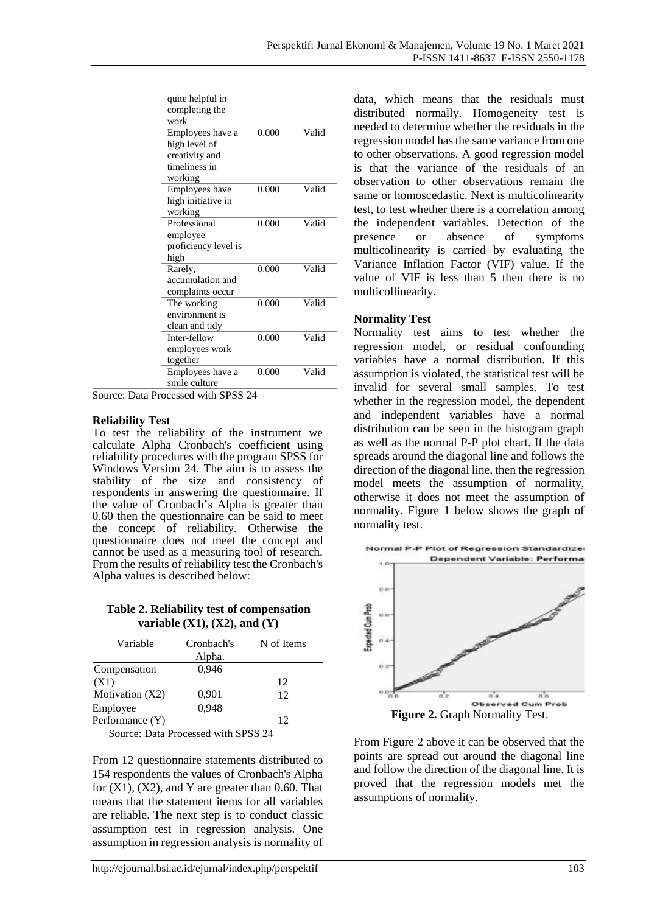| | | |
|---|---|---|
| quite helpful in completing the work | | |
| Employees have a high level of creativity and timeliness in working | 0.000 | Valid |
| Employees have high initiative in working | 0.000 | Valid |
| Professional employee proficiency level is high | 0.000 | Valid |
| Rarely, accumulation and complaints occur | 0.000 | Valid |
| The working environment is clean and tidy | 0.000 | Valid |
| Inter-fellow employees work together | 0.000 | Valid |
| Employees have a smile culture | 0.000 | Valid |

Source: Data Processed with SPSS 24

**Reliability Test**

To test the reliability of the instrument we calculate Alpha Cronbach's coefficient using reliability procedures with the program SPSS for Windows Version 24. The aim is to assess the stability of the size and consistency of respondents in answering the questionnaire. If the value of Cronbach's Alpha is greater than 0.60 then the questionnaire can be said to meet the concept of reliability. Otherwise the questionnaire does not meet the concept and cannot be used as a measuring tool of research. From the results of reliability test the Cronbach's Alpha values is described below:

**Table 2. Reliability test of compensation variable (X1), (X2), and (Y)**

| Variable | Cronbach's Alpha. | N of Items |
|---|---|---|
| Compensation (X1) | 0,946 | 12 |
| Motivation (X2) | 0,901 | 12 |
| Employee Performance (Y) | 0,948 | 12 |

Source: Data Processed with SPSS 24

From 12 questionnaire statements distributed to 154 respondents the values of Cronbach's Alpha for (X1), (X2), and Y are greater than 0.60. That means that the statement items for all variables are reliable. The next step is to conduct classic assumption test in regression analysis. One assumption in regression analysis is normality of data, which means that the residuals must distributed normally. Homogeneity test is needed to determine whether the residuals in the regression model has the same variance from one to other observations. A good regression model is that the variance of the residuals of an observation to other observations remain the same or homoscedastic. Next is multicolinearity test, to test whether there is a correlation among the independent variables. Detection of the presence or absence of symptoms multicolinearity is carried by evaluating the Variance Inflation Factor (VIF) value. If the value of VIF is less than 5 then there is no multicollinearity.

**Normality Test**

Normality test aims to test whether the regression model, or residual confounding variables have a normal distribution. If this assumption is violated, the statistical test will be invalid for several small samples. To test whether in the regression model, the dependent and independent variables have a normal distribution can be seen in the histogram graph as well as the normal P-P plot chart. If the data spreads around the diagonal line and follows the direction of the diagonal line, then the regression model meets the assumption of normality, otherwise it does not meet the assumption of normality. Figure 1 below shows the graph of normality test.

**Figure 2.** Graph Normality Test.

From Figure 2 above it can be observed that the points are spread out around the diagonal line and follow the direction of the diagonal line. It is proved that the regression models met the assumptions of normality.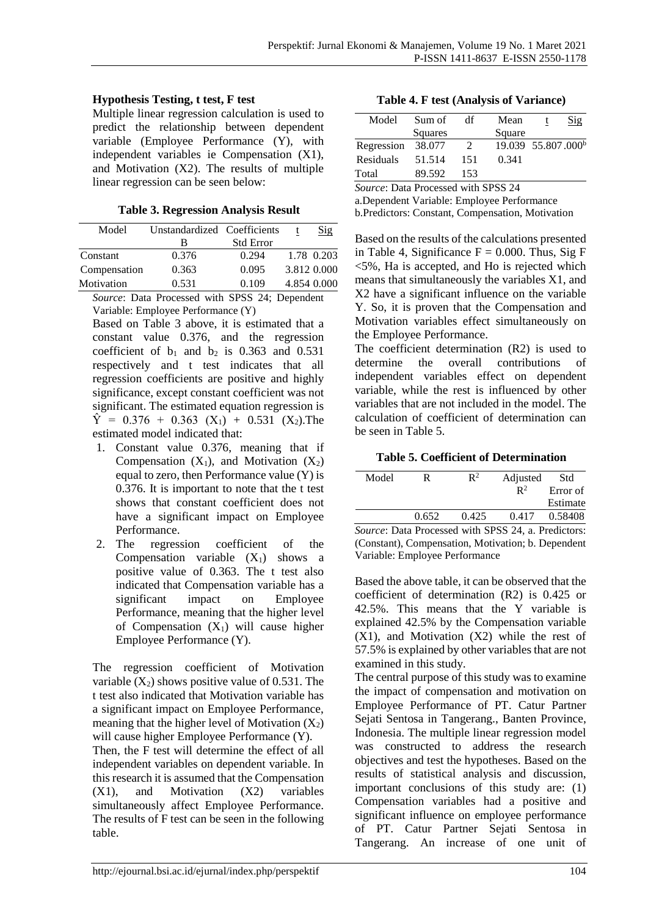### Hypothesis Testing, t test, F test

Multiple linear regression calculation is used to predict the relationship between dependent variable (Employee Performance (Y), with independent variables ie Compensation (X1), and Motivation (X2). The results of multiple linear regression can be seen below:

**Table 3. Regression Analysis Result**

| Model | Unstandardized Coefficients | | t | Sig |
|---|---|---|---|---|
| | B | Std Error | | |
| Constant | 0.376 | 0.294 | 1.78 | 0.203 |
| Compensation | 0.363 | 0.095 | 3.812 | 0.000 |
| Motivation | 0.531 | 0.109 | 4.854 | 0.000 |

*Source*: Data Processed with SPSS 24; Dependent Variable: Employee Performance (Y)

Based on Table 3 above, it is estimated that a constant value 0.376, and the regression coefficient of $b_1$ and $b_2$ is 0.363 and 0.531 respectively and t test indicates that all regression coefficients are positive and highly significance, except constant coefficient was not significant. The estimated equation regression is $\hat{Y} = 0.376 + 0.363\ (X_1) + 0.531\ (X_2)$.The estimated model indicated that:

1. Constant value 0.376, meaning that if Compensation ($X_1$), and Motivation ($X_2$) equal to zero, then Performance value (Y) is 0.376. It is important to note that the t test shows that constant coefficient does not have a significant impact on Employee Performance.
2. The regression coefficient of the Compensation variable ($X_1$) shows a positive value of 0.363. The t test also indicated that Compensation variable has a significant impact on Employee Performance, meaning that the higher level of Compensation ($X_1$) will cause higher Employee Performance (Y).

The regression coefficient of Motivation variable ($X_2$) shows positive value of 0.531. The t test also indicated that Motivation variable has a significant impact on Employee Performance, meaning that the higher level of Motivation ($X_2$) will cause higher Employee Performance (Y).

Then, the F test will determine the effect of all independent variables on dependent variable. In this research it is assumed that the Compensation (X1), and Motivation (X2) variables simultaneously affect Employee Performance. The results of F test can be seen in the following table.

**Table 4. F test (Analysis of Variance)**

| Model | Sum of Squares | df | Mean Square | t | Sig |
|---|---|---|---|---|---|
| Regression | 38.077 | 2 | 19.039 | 55.807 | .000[b] |
| Residuals | 51.514 | 151 | 0.341 | | |
| Total | 89.592 | 153 | | | |

*Source*: Data Processed with SPSS 24

a.Dependent Variable: Employee Performance

b.Predictors: Constant, Compensation, Motivation

Based on the results of the calculations presented in Table 4, Significance F = 0.000. Thus, Sig F <5%, Ha is accepted, and Ho is rejected which means that simultaneously the variables X1, and X2 have a significant influence on the variable Y. So, it is proven that the Compensation and Motivation variables effect simultaneously on the Employee Performance.

The coefficient determination (R2) is used to determine the overall contributions of independent variables effect on dependent variable, while the rest is influenced by other variables that are not included in the model. The calculation of coefficient of determination can be seen in Table 5.

**Table 5. Coefficient of Determination**

| Model | R | $R^2$ | Adjusted $R^2$ | Std Error of Estimate |
|---|---|---|---|---|
| | 0.652 | 0.425 | 0.417 | 0.58408 |

*Source*: Data Processed with SPSS 24, a. Predictors: (Constant), Compensation, Motivation; b. Dependent Variable: Employee Performance

Based the above table, it can be observed that the coefficient of determination (R2) is 0.425 or 42.5%. This means that the Y variable is explained 42.5% by the Compensation variable (X1), and Motivation (X2) while the rest of 57.5% is explained by other variables that are not examined in this study.

The central purpose of this study was to examine the impact of compensation and motivation on Employee Performance of PT. Catur Partner Sejati Sentosa in Tangerang., Banten Province, Indonesia. The multiple linear regression model was constructed to address the research objectives and test the hypotheses. Based on the results of statistical analysis and discussion, important conclusions of this study are: (1) Compensation variables had a positive and significant influence on employee performance of PT. Catur Partner Sejati Sentosa in Tangerang. An increase of one unit of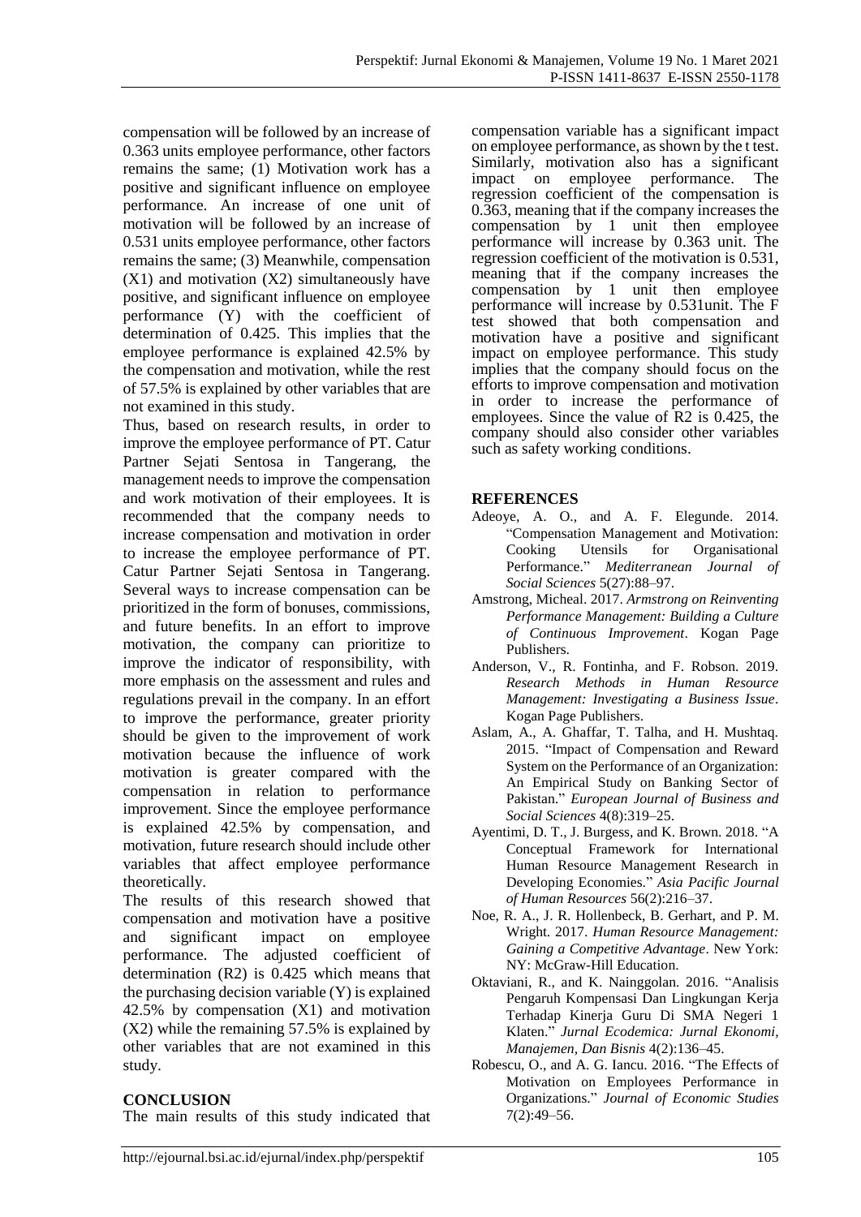compensation will be followed by an increase of 0.363 units employee performance, other factors remains the same; (1) Motivation work has a positive and significant influence on employee performance. An increase of one unit of motivation will be followed by an increase of 0.531 units employee performance, other factors remains the same; (3) Meanwhile, compensation (X1) and motivation (X2) simultaneously have positive, and significant influence on employee performance (Y) with the coefficient of determination of 0.425. This implies that the employee performance is explained 42.5% by the compensation and motivation, while the rest of 57.5% is explained by other variables that are not examined in this study.

Thus, based on research results, in order to improve the employee performance of PT. Catur Partner Sejati Sentosa in Tangerang, the management needs to improve the compensation and work motivation of their employees. It is recommended that the company needs to increase compensation and motivation in order to increase the employee performance of PT. Catur Partner Sejati Sentosa in Tangerang. Several ways to increase compensation can be prioritized in the form of bonuses, commissions, and future benefits. In an effort to improve motivation, the company can prioritize to improve the indicator of responsibility, with more emphasis on the assessment and rules and regulations prevail in the company. In an effort to improve the performance, greater priority should be given to the improvement of work motivation because the influence of work motivation is greater compared with the compensation in relation to performance improvement. Since the employee performance is explained 42.5% by compensation, and motivation, future research should include other variables that affect employee performance theoretically.

The results of this research showed that compensation and motivation have a positive and significant impact on employee performance. The adjusted coefficient of determination (R2) is 0.425 which means that the purchasing decision variable (Y) is explained 42.5% by compensation (X1) and motivation (X2) while the remaining 57.5% is explained by other variables that are not examined in this study.

## CONCLUSION

The main results of this study indicated that compensation variable has a significant impact on employee performance, as shown by the t test. Similarly, motivation also has a significant impact on employee performance. The regression coefficient of the compensation is 0.363, meaning that if the company increases the compensation by 1 unit then employee performance will increase by 0.363 unit. The regression coefficient of the motivation is 0.531, meaning that if the company increases the compensation by 1 unit then employee performance will increase by 0.531unit. The F test showed that both compensation and motivation have a positive and significant impact on employee performance. This study implies that the company should focus on the efforts to improve compensation and motivation in order to increase the performance of employees. Since the value of R2 is 0.425, the company should also consider other variables such as safety working conditions.

## REFERENCES

Adeoye, A. O., and A. F. Elegunde. 2014. "Compensation Management and Motivation: Cooking Utensils for Organisational Performance." *Mediterranean Journal of Social Sciences* 5(27):88–97.

Amstrong, Micheal. 2017. *Armstrong on Reinventing Performance Management: Building a Culture of Continuous Improvement*. Kogan Page Publishers.

Anderson, V., R. Fontinha, and F. Robson. 2019. *Research Methods in Human Resource Management: Investigating a Business Issue*. Kogan Page Publishers.

Aslam, A., A. Ghaffar, T. Talha, and H. Mushtaq. 2015. "Impact of Compensation and Reward System on the Performance of an Organization: An Empirical Study on Banking Sector of Pakistan." *European Journal of Business and Social Sciences* 4(8):319–25.

Ayentimi, D. T., J. Burgess, and K. Brown. 2018. "A Conceptual Framework for International Human Resource Management Research in Developing Economies." *Asia Pacific Journal of Human Resources* 56(2):216–37.

Noe, R. A., J. R. Hollenbeck, B. Gerhart, and P. M. Wright. 2017. *Human Resource Management: Gaining a Competitive Advantage*. New York: NY: McGraw-Hill Education.

Oktaviani, R., and K. Nainggolan. 2016. "Analisis Pengaruh Kompensasi Dan Lingkungan Kerja Terhadap Kinerja Guru Di SMA Negeri 1 Klaten." *Jurnal Ecodemica: Jurnal Ekonomi, Manajemen, Dan Bisnis* 4(2):136–45.

Robescu, O., and A. G. Iancu. 2016. "The Effects of Motivation on Employees Performance in Organizations." *Journal of Economic Studies* 7(2):49–56.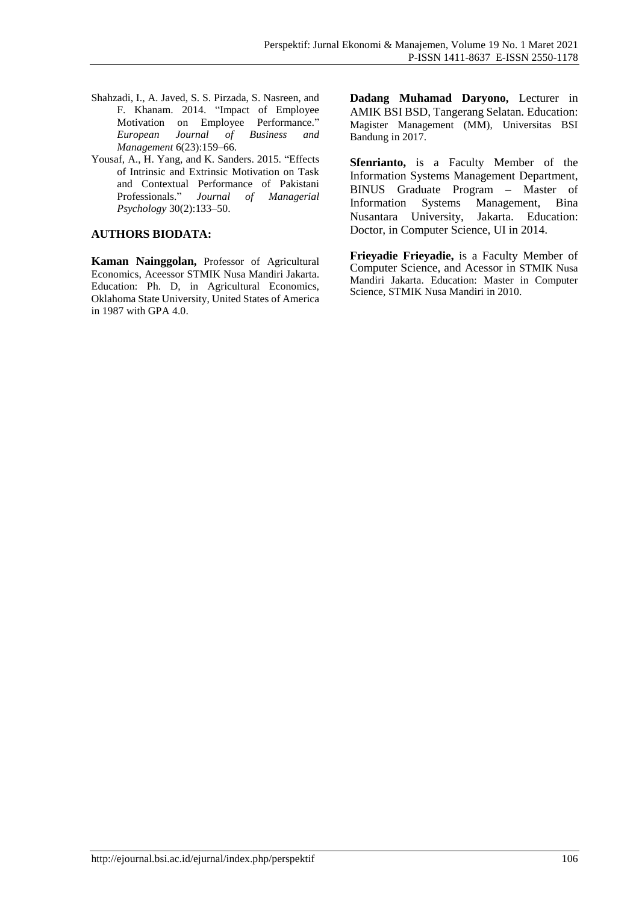Shahzadi, I., A. Javed, S. S. Pirzada, S. Nasreen, and F. Khanam. 2014. "Impact of Employee Motivation on Employee Performance." *European Journal of Business and Management* 6(23):159–66.

Yousaf, A., H. Yang, and K. Sanders. 2015. "Effects of Intrinsic and Extrinsic Motivation on Task and Contextual Performance of Pakistani Professionals." *Journal of Managerial Psychology* 30(2):133–50.

## AUTHORS BIODATA:

**Kaman Nainggolan,** Professor of Agricultural Economics, Aceessor STMIK Nusa Mandiri Jakarta. Education: Ph. D, in Agricultural Economics, Oklahoma State University, United States of America in 1987 with GPA 4.0.

**Dadang Muhamad Daryono,** Lecturer in AMIK BSI BSD, Tangerang Selatan. Education: Magister Management (MM), Universitas BSI Bandung in 2017.

**Sfenrianto,** is a Faculty Member of the Information Systems Management Department, BINUS Graduate Program – Master of Information Systems Management, Bina Nusantara University, Jakarta. Education: Doctor, in Computer Science, UI in 2014.

**Frieyadie Frieyadie,** is a Faculty Member of Computer Science, and Acessor in STMIK Nusa Mandiri Jakarta. Education: Master in Computer Science, STMIK Nusa Mandiri in 2010.